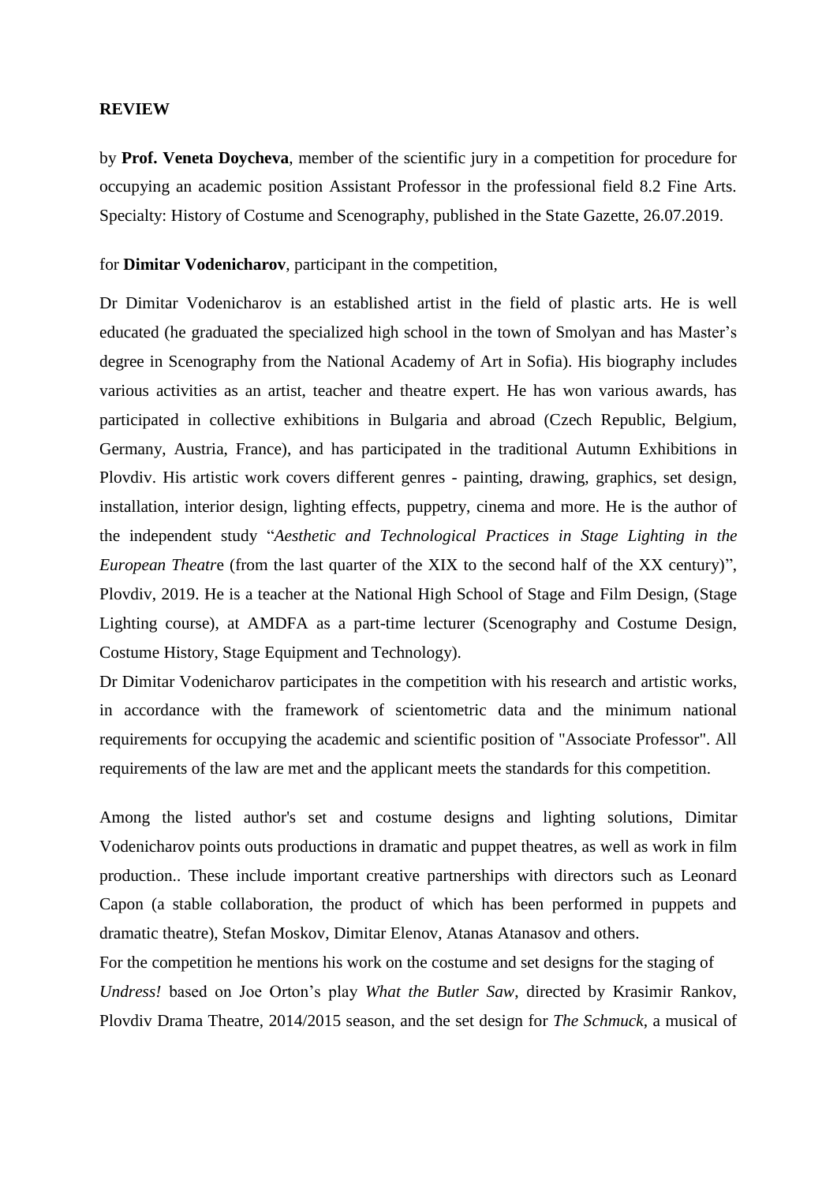**REVIEW**

by **Prof. Veneta Doycheva**, member of the scientific jury in a competition for procedure for occupying an academic position Assistant Professor in the professional field 8.2 Fine Arts. Specialty: History of Costume and Scenography, published in the State Gazette, 26.07.2019.

for **Dimitar Vodenicharov**, participant in the competition,

Dr Dimitar Vodenicharov is an established artist in the field of plastic arts. He is well educated (he graduated the specialized high school in the town of Smolyan and has Master's degree in Scenography from the National Academy of Art in Sofia). His biography includes various activities as an artist, teacher and theatre expert. He has won various awards, has participated in collective exhibitions in Bulgaria and abroad (Czech Republic, Belgium, Germany, Austria, France), and has participated in the traditional Autumn Exhibitions in Plovdiv. His artistic work covers different genres - painting, drawing, graphics, set design, installation, interior design, lighting effects, puppetry, cinema and more. He is the author of the independent study "*Aesthetic and Technological Practices in Stage Lighting in the European Theatre* (from the last quarter of the XIX to the second half of the XX century)", Plovdiv, 2019. He is a teacher at the National High School of Stage and Film Design, (Stage Lighting course), at AMDFA as a part-time lecturer (Scenography and Costume Design, Costume History, Stage Equipment and Technology).
Dr Dimitar Vodenicharov participates in the competition with his research and artistic works, in accordance with the framework of scientometric data and the minimum national requirements for occupying the academic and scientific position of "Associate Professor". All requirements of the law are met and the applicant meets the standards for this competition.

Among the listed author's set and costume designs and lighting solutions, Dimitar Vodenicharov points outs productions in dramatic and puppet theatres, as well as work in film production.. These include important creative partnerships with directors such as Leonard Capon (a stable collaboration, the product of which has been performed in puppets and dramatic theatre), Stefan Moskov, Dimitar Elenov, Atanas Atanasov and others.
For the competition he mentions his work on the costume and set designs for the staging of *Undress!* based on Joe Orton's play *What the Butler Saw*, directed by Krasimir Rankov, Plovdiv Drama Theatre, 2014/2015 season, and the set design for *The Schmuck*, a musical of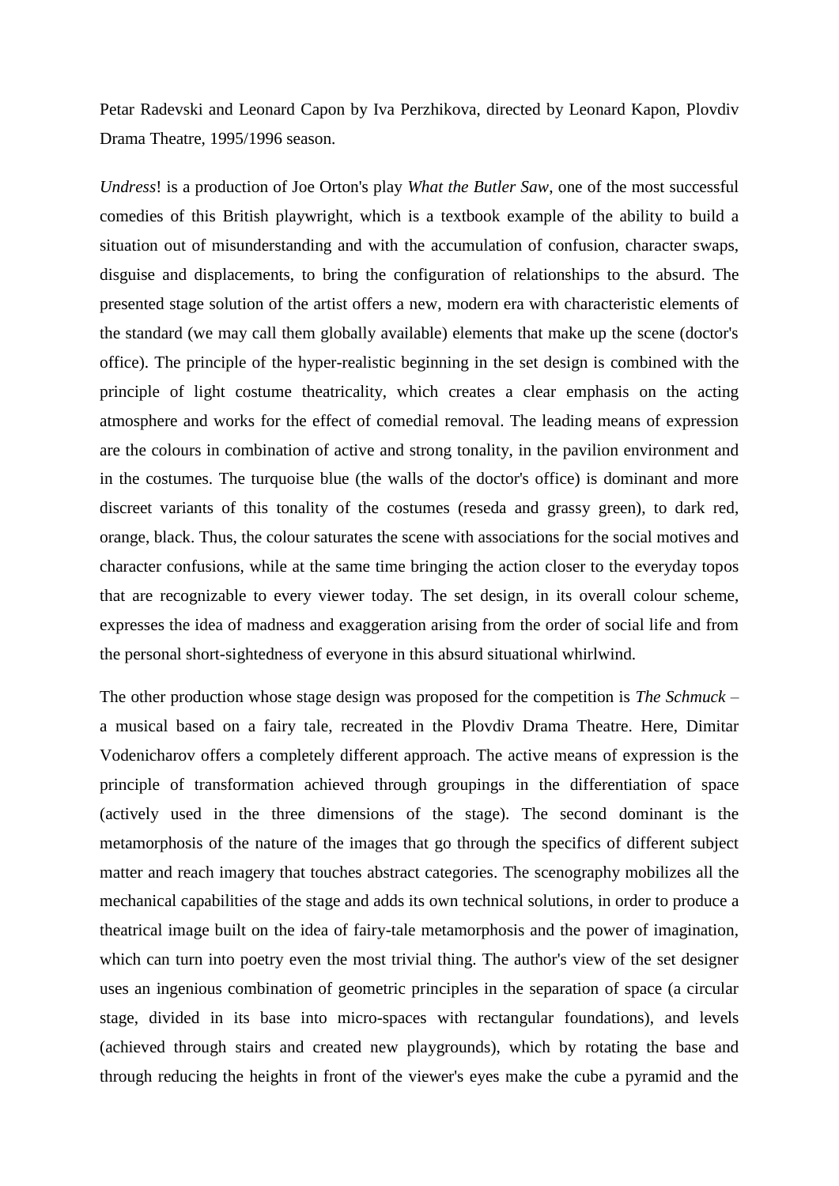Petar Radevski and Leonard Capon by Iva Perzhikova, directed by Leonard Kapon, Plovdiv Drama Theatre, 1995/1996 season.

*Undress*! is a production of Joe Orton's play *What the Butler Saw*, one of the most successful comedies of this British playwright, which is a textbook example of the ability to build a situation out of misunderstanding and with the accumulation of confusion, character swaps, disguise and displacements, to bring the configuration of relationships to the absurd. The presented stage solution of the artist offers a new, modern era with characteristic elements of the standard (we may call them globally available) elements that make up the scene (doctor's office). The principle of the hyper-realistic beginning in the set design is combined with the principle of light costume theatricality, which creates a clear emphasis on the acting atmosphere and works for the effect of comedial removal. The leading means of expression are the colours in combination of active and strong tonality, in the pavilion environment and in the costumes. The turquoise blue (the walls of the doctor's office) is dominant and more discreet variants of this tonality of the costumes (reseda and grassy green), to dark red, orange, black. Thus, the colour saturates the scene with associations for the social motives and character confusions, while at the same time bringing the action closer to the everyday topos that are recognizable to every viewer today. The set design, in its overall colour scheme, expresses the idea of madness and exaggeration arising from the order of social life and from the personal short-sightedness of everyone in this absurd situational whirlwind.

The other production whose stage design was proposed for the competition is *The Schmuck* – a musical based on a fairy tale, recreated in the Plovdiv Drama Theatre. Here, Dimitar Vodenicharov offers a completely different approach. The active means of expression is the principle of transformation achieved through groupings in the differentiation of space (actively used in the three dimensions of the stage). The second dominant is the metamorphosis of the nature of the images that go through the specifics of different subject matter and reach imagery that touches abstract categories. The scenography mobilizes all the mechanical capabilities of the stage and adds its own technical solutions, in order to produce a theatrical image built on the idea of fairy-tale metamorphosis and the power of imagination, which can turn into poetry even the most trivial thing. The author's view of the set designer uses an ingenious combination of geometric principles in the separation of space (a circular stage, divided in its base into micro-spaces with rectangular foundations), and levels (achieved through stairs and created new playgrounds), which by rotating the base and through reducing the heights in front of the viewer's eyes make the cube a pyramid and the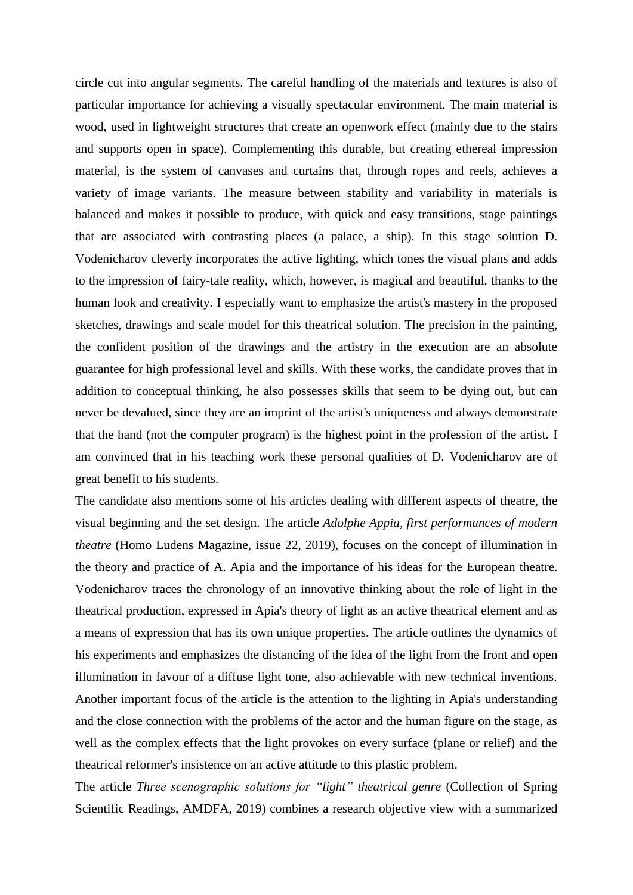circle cut into angular segments. The careful handling of the materials and textures is also of particular importance for achieving a visually spectacular environment. The main material is wood, used in lightweight structures that create an openwork effect (mainly due to the stairs and supports open in space). Complementing this durable, but creating ethereal impression material, is the system of canvases and curtains that, through ropes and reels, achieves a variety of image variants. The measure between stability and variability in materials is balanced and makes it possible to produce, with quick and easy transitions, stage paintings that are associated with contrasting places (a palace, a ship). In this stage solution D. Vodenicharov cleverly incorporates the active lighting, which tones the visual plans and adds to the impression of fairy-tale reality, which, however, is magical and beautiful, thanks to the human look and creativity. I especially want to emphasize the artist's mastery in the proposed sketches, drawings and scale model for this theatrical solution. The precision in the painting, the confident position of the drawings and the artistry in the execution are an absolute guarantee for high professional level and skills. With these works, the candidate proves that in addition to conceptual thinking, he also possesses skills that seem to be dying out, but can never be devalued, since they are an imprint of the artist's uniqueness and always demonstrate that the hand (not the computer program) is the highest point in the profession of the artist. I am convinced that in his teaching work these personal qualities of D. Vodenicharov are of great benefit to his students.

The candidate also mentions some of his articles dealing with different aspects of theatre, the visual beginning and the set design. The article *Adolphe Appia, first performances of modern theatre* (Homo Ludens Magazine, issue 22, 2019), focuses on the concept of illumination in the theory and practice of A. Apia and the importance of his ideas for the European theatre. Vodenicharov traces the chronology of an innovative thinking about the role of light in the theatrical production, expressed in Apia's theory of light as an active theatrical element and as a means of expression that has its own unique properties. The article outlines the dynamics of his experiments and emphasizes the distancing of the idea of the light from the front and open illumination in favour of a diffuse light tone, also achievable with new technical inventions. Another important focus of the article is the attention to the lighting in Apia's understanding and the close connection with the problems of the actor and the human figure on the stage, as well as the complex effects that the light provokes on every surface (plane or relief) and the theatrical reformer's insistence on an active attitude to this plastic problem.

The article *Three scenographic solutions for "light" theatrical genre* (Collection of Spring Scientific Readings, AMDFA, 2019) combines a research objective view with a summarized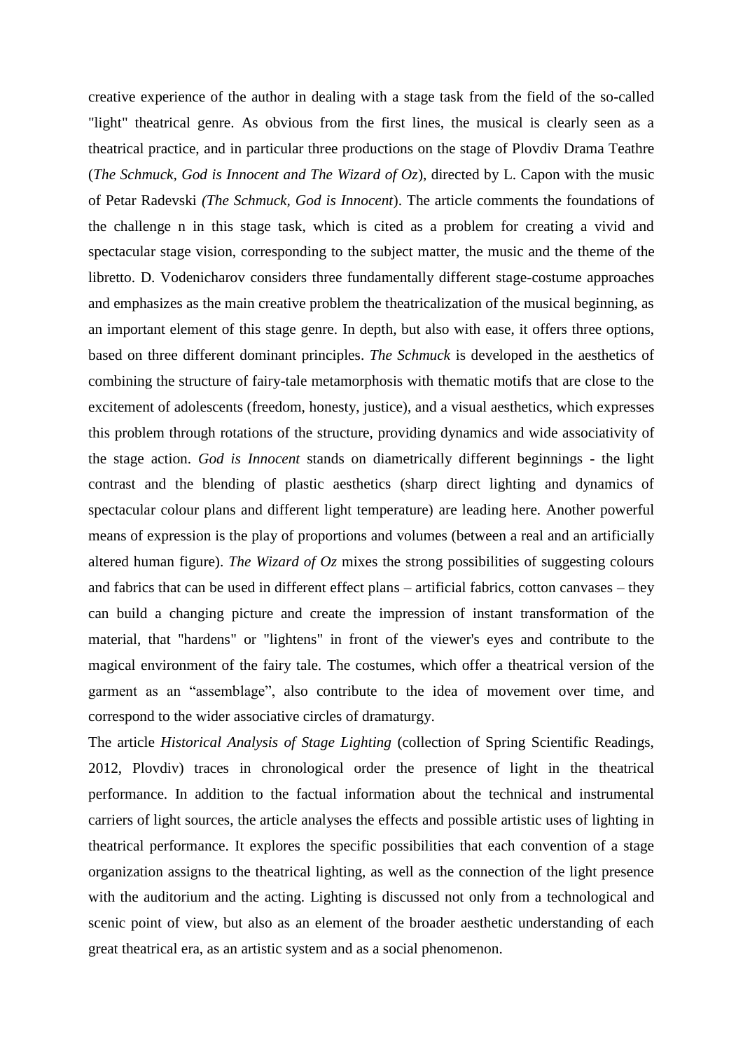creative experience of the author in dealing with a stage task from the field of the so-called "light" theatrical genre. As obvious from the first lines, the musical is clearly seen as a theatrical practice, and in particular three productions on the stage of Plovdiv Drama Teathre (*The Schmuck, God is Innocent and The Wizard of Oz*), directed by L. Capon with the music of Petar Radevski *(The Schmuck, God is Innocent*). The article comments the foundations of the challenge n in this stage task, which is cited as a problem for creating a vivid and spectacular stage vision, corresponding to the subject matter, the music and the theme of the libretto. D. Vodenicharov considers three fundamentally different stage-costume approaches and emphasizes as the main creative problem the theatricalization of the musical beginning, as an important element of this stage genre. In depth, but also with ease, it offers three options, based on three different dominant principles. *The Schmuck* is developed in the aesthetics of combining the structure of fairy-tale metamorphosis with thematic motifs that are close to the excitement of adolescents (freedom, honesty, justice), and a visual aesthetics, which expresses this problem through rotations of the structure, providing dynamics and wide associativity of the stage action. *God is Innocent* stands on diametrically different beginnings - the light contrast and the blending of plastic aesthetics (sharp direct lighting and dynamics of spectacular colour plans and different light temperature) are leading here. Another powerful means of expression is the play of proportions and volumes (between a real and an artificially altered human figure). *The Wizard of Oz* mixes the strong possibilities of suggesting colours and fabrics that can be used in different effect plans – artificial fabrics, cotton canvases – they can build a changing picture and create the impression of instant transformation of the material, that "hardens" or "lightens" in front of the viewer's eyes and contribute to the magical environment of the fairy tale. The costumes, which offer a theatrical version of the garment as an “assemblage”, also contribute to the idea of movement over time, and correspond to the wider associative circles of dramaturgy.

The article *Historical Analysis of Stage Lighting* (collection of Spring Scientific Readings, 2012, Plovdiv) traces in chronological order the presence of light in the theatrical performance. In addition to the factual information about the technical and instrumental carriers of light sources, the article analyses the effects and possible artistic uses of lighting in theatrical performance. It explores the specific possibilities that each convention of a stage organization assigns to the theatrical lighting, as well as the connection of the light presence with the auditorium and the acting. Lighting is discussed not only from a technological and scenic point of view, but also as an element of the broader aesthetic understanding of each great theatrical era, as an artistic system and as a social phenomenon.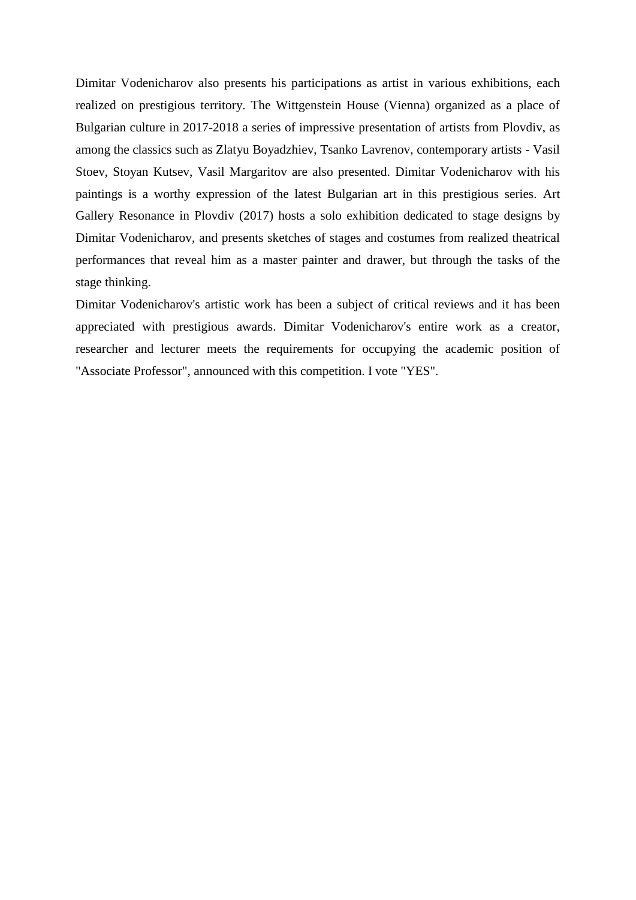Dimitar Vodenicharov also presents his participations as artist in various exhibitions, each realized on prestigious territory. The Wittgenstein House (Vienna) organized as a place of Bulgarian culture in 2017-2018 a series of impressive presentation of artists from Plovdiv, as among the classics such as Zlatyu Boyadzhiev, Tsanko Lavrenov, contemporary artists - Vasil Stoev, Stoyan Kutsev, Vasil Margaritov are also presented. Dimitar Vodenicharov with his paintings is a worthy expression of the latest Bulgarian art in this prestigious series. Art Gallery Resonance in Plovdiv (2017) hosts a solo exhibition dedicated to stage designs by Dimitar Vodenicharov, and presents sketches of stages and costumes from realized theatrical performances that reveal him as a master painter and drawer, but through the tasks of the stage thinking.

Dimitar Vodenicharov's artistic work has been a subject of critical reviews and it has been appreciated with prestigious awards. Dimitar Vodenicharov's entire work as a creator, researcher and lecturer meets the requirements for occupying the academic position of "Associate Professor", announced with this competition. I vote "YES".